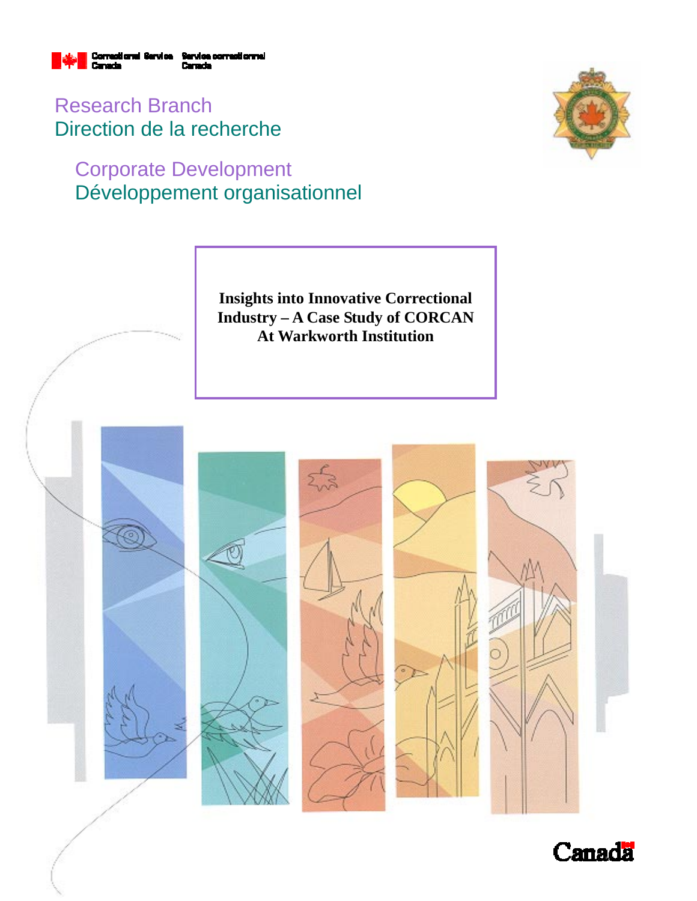Correctional Service Canada | Service correctionnel Canada

Research Branch
Direction de la recherche

Corporate Development
Développement organisationnel

# Insights into Innovative Correctional Industry – A Case Study of CORCAN At Warkworth Institution

Canada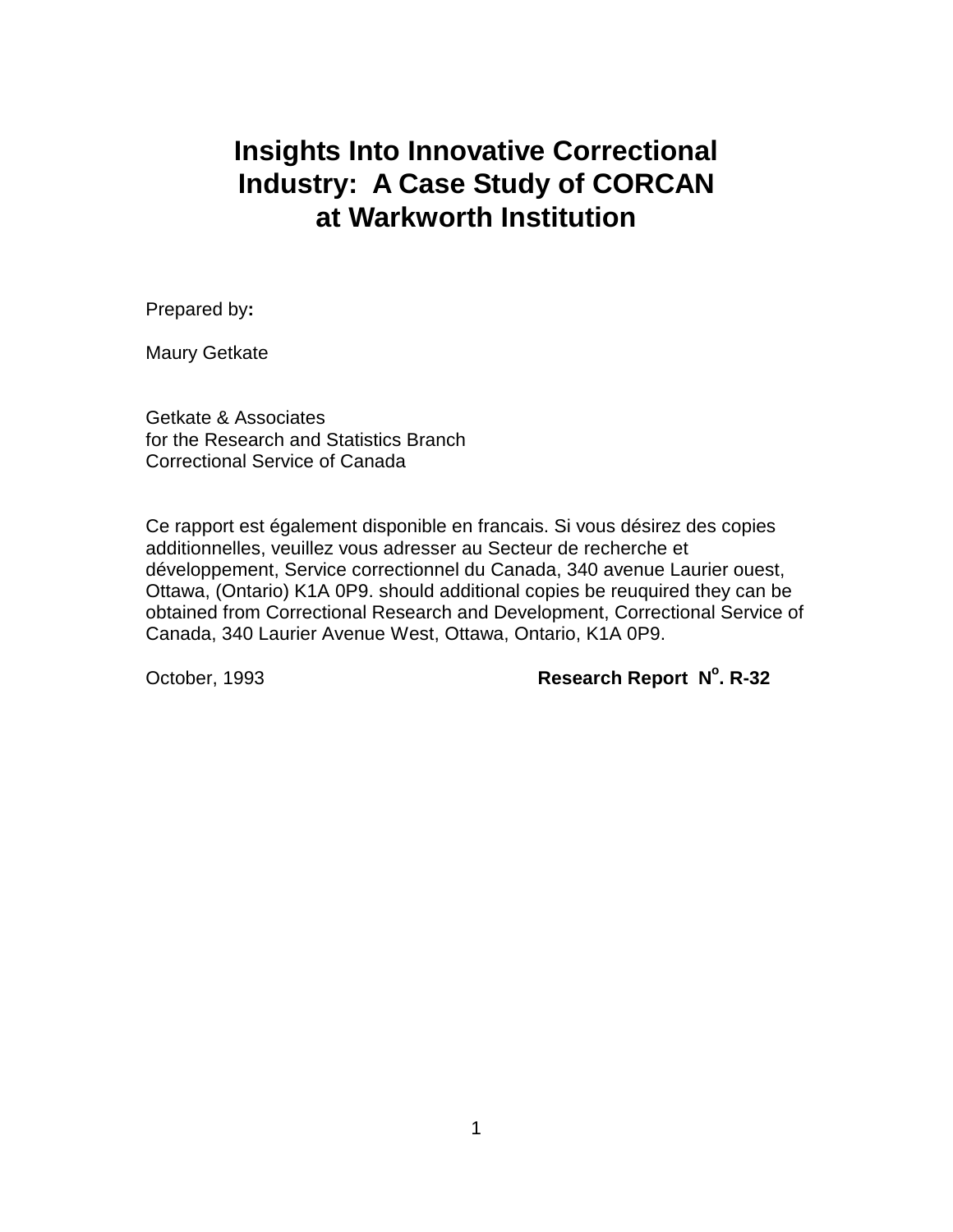# Insights Into Innovative Correctional Industry: A Case Study of CORCAN at Warkworth Institution

Prepared by**:**

Maury Getkate

Getkate & Associates
for the Research and Statistics Branch
Correctional Service of Canada

Ce rapport est également disponible en francais. Si vous désirez des copies additionnelles, veuillez vous adresser au Secteur de recherche et développement, Service correctionnel du Canada, 340 avenue Laurier ouest, Ottawa, (Ontario) K1A 0P9. should additional copies be reuquired they can be obtained from Correctional Research and Development, Correctional Service of Canada, 340 Laurier Avenue West, Ottawa, Ontario, K1A 0P9.

October, 1993 **Research Report N$^{o}$. R-32**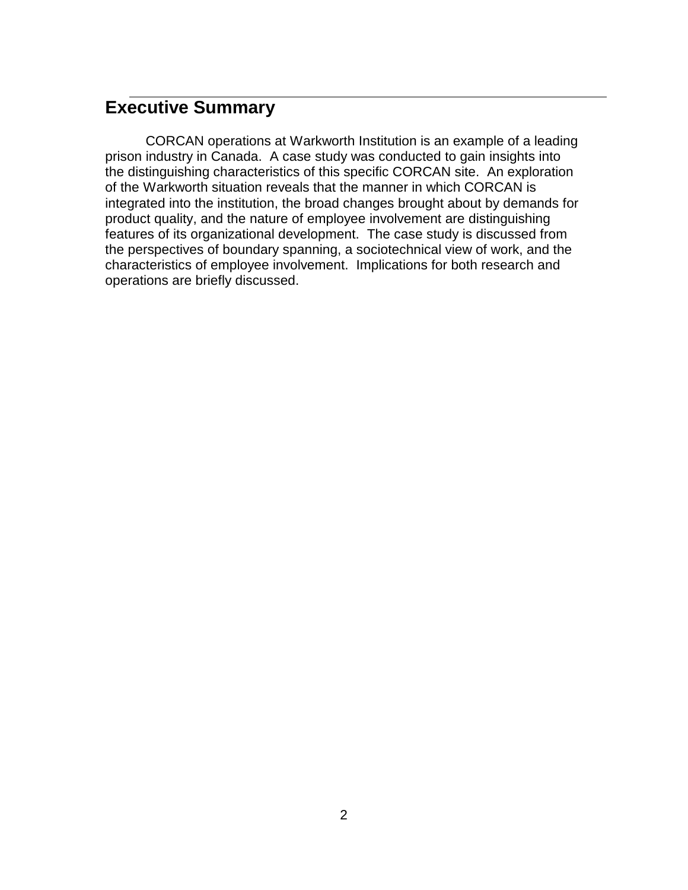## Executive Summary

CORCAN operations at Warkworth Institution is an example of a leading prison industry in Canada. A case study was conducted to gain insights into the distinguishing characteristics of this specific CORCAN site. An exploration of the Warkworth situation reveals that the manner in which CORCAN is integrated into the institution, the broad changes brought about by demands for product quality, and the nature of employee involvement are distinguishing features of its organizational development. The case study is discussed from the perspectives of boundary spanning, a sociotechnical view of work, and the characteristics of employee involvement. Implications for both research and operations are briefly discussed.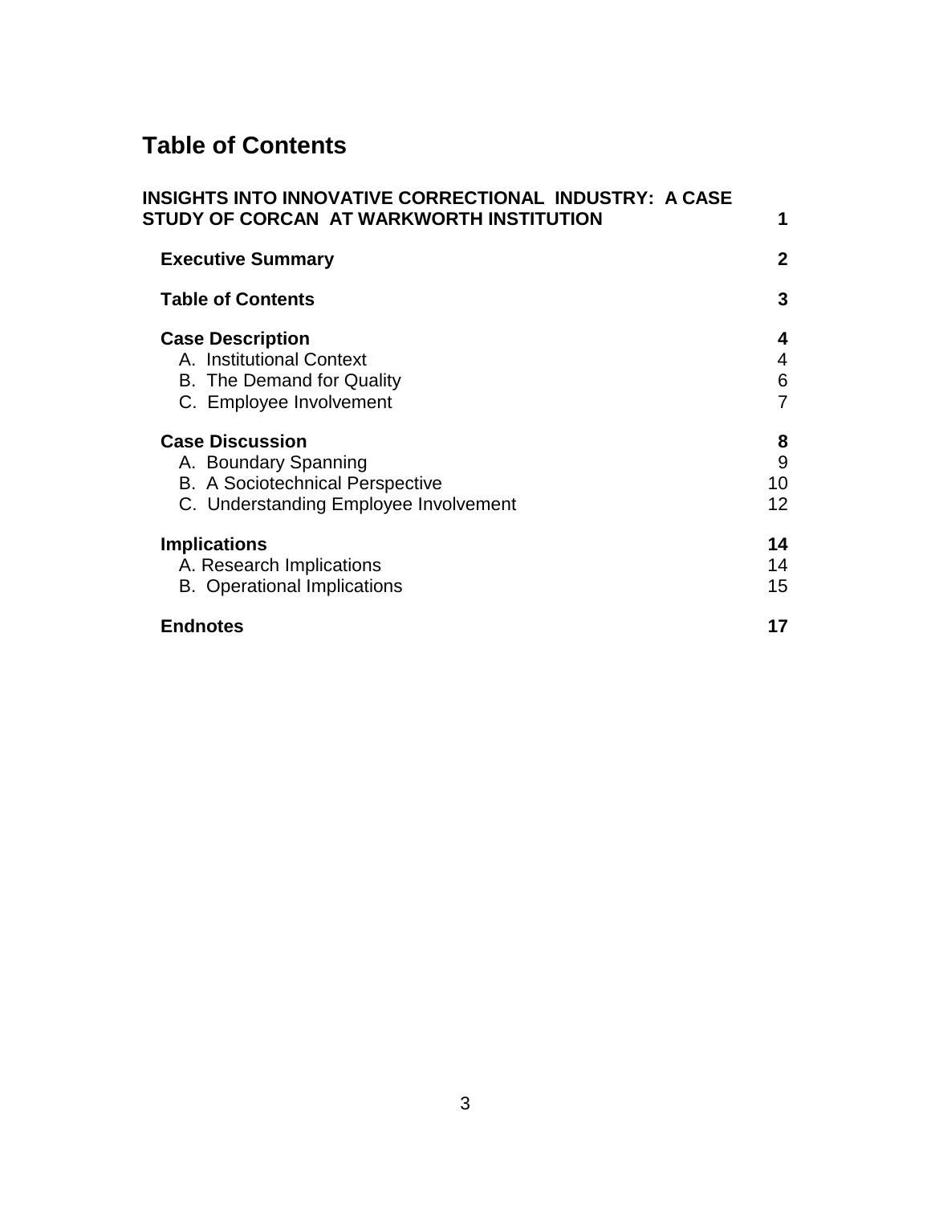# Table of Contents

| | |
|---|---|
| **INSIGHTS INTO INNOVATIVE CORRECTIONAL INDUSTRY: A CASE STUDY OF CORCAN AT WARKWORTH INSTITUTION** | **1** |
| **Executive Summary** | **2** |
| **Table of Contents** | **3** |
| **Case Description** | **4** |
| A. Institutional Context | 4 |
| B. The Demand for Quality | 6 |
| C. Employee Involvement | 7 |
| **Case Discussion** | **8** |
| A. Boundary Spanning | 9 |
| B. A Sociotechnical Perspective | 10 |
| C. Understanding Employee Involvement | 12 |
| **Implications** | **14** |
| A. Research Implications | 14 |
| B. Operational Implications | 15 |
| **Endnotes** | **17** |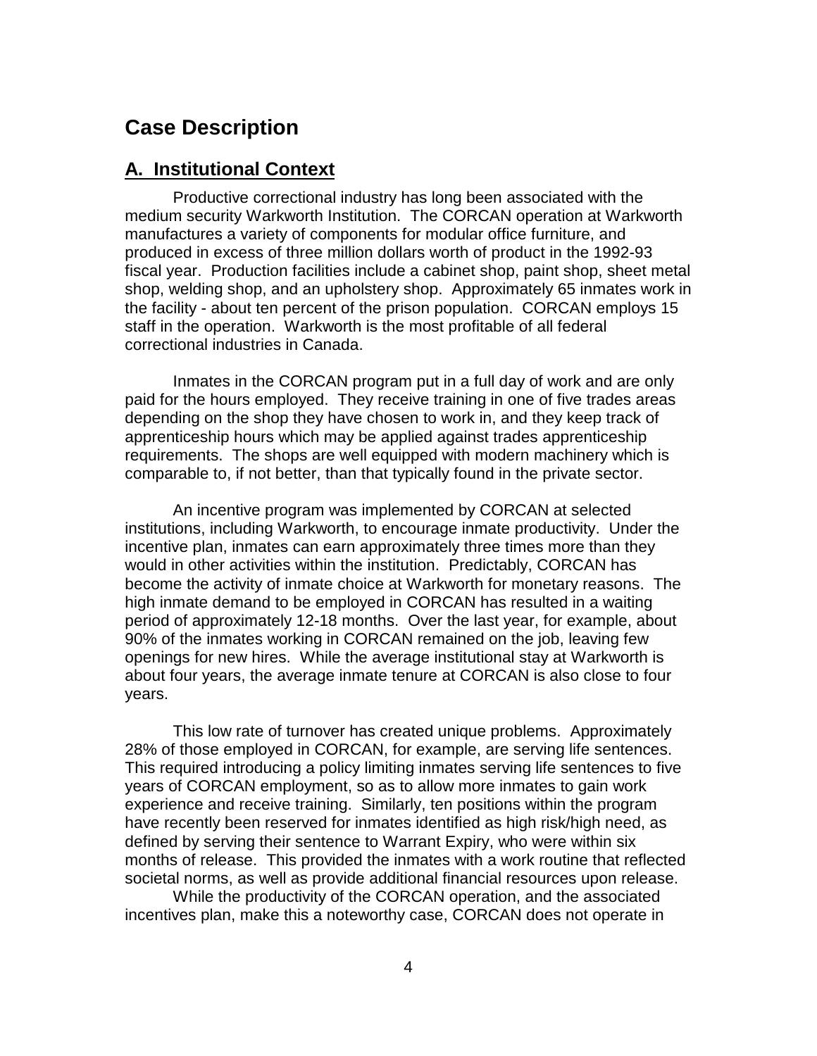# Case Description

## A. Institutional Context

Productive correctional industry has long been associated with the medium security Warkworth Institution. The CORCAN operation at Warkworth manufactures a variety of components for modular office furniture, and produced in excess of three million dollars worth of product in the 1992-93 fiscal year. Production facilities include a cabinet shop, paint shop, sheet metal shop, welding shop, and an upholstery shop. Approximately 65 inmates work in the facility - about ten percent of the prison population. CORCAN employs 15 staff in the operation. Warkworth is the most profitable of all federal correctional industries in Canada.

Inmates in the CORCAN program put in a full day of work and are only paid for the hours employed. They receive training in one of five trades areas depending on the shop they have chosen to work in, and they keep track of apprenticeship hours which may be applied against trades apprenticeship requirements. The shops are well equipped with modern machinery which is comparable to, if not better, than that typically found in the private sector.

An incentive program was implemented by CORCAN at selected institutions, including Warkworth, to encourage inmate productivity. Under the incentive plan, inmates can earn approximately three times more than they would in other activities within the institution. Predictably, CORCAN has become the activity of inmate choice at Warkworth for monetary reasons. The high inmate demand to be employed in CORCAN has resulted in a waiting period of approximately 12-18 months. Over the last year, for example, about 90% of the inmates working in CORCAN remained on the job, leaving few openings for new hires. While the average institutional stay at Warkworth is about four years, the average inmate tenure at CORCAN is also close to four years.

This low rate of turnover has created unique problems. Approximately 28% of those employed in CORCAN, for example, are serving life sentences. This required introducing a policy limiting inmates serving life sentences to five years of CORCAN employment, so as to allow more inmates to gain work experience and receive training. Similarly, ten positions within the program have recently been reserved for inmates identified as high risk/high need, as defined by serving their sentence to Warrant Expiry, who were within six months of release. This provided the inmates with a work routine that reflected societal norms, as well as provide additional financial resources upon release.

While the productivity of the CORCAN operation, and the associated incentives plan, make this a noteworthy case, CORCAN does not operate in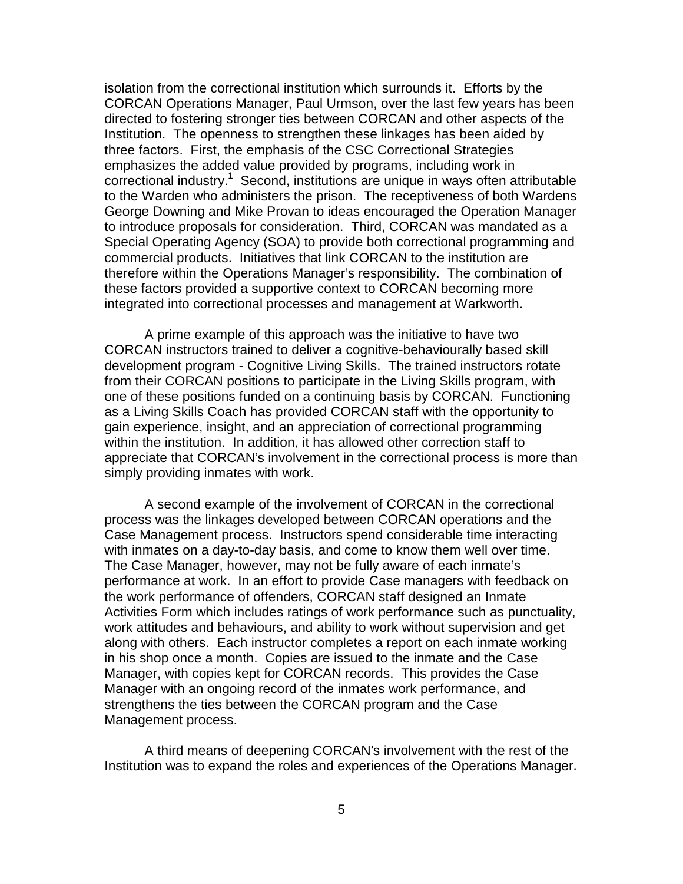isolation from the correctional institution which surrounds it. Efforts by the CORCAN Operations Manager, Paul Urmson, over the last few years has been directed to fostering stronger ties between CORCAN and other aspects of the Institution. The openness to strengthen these linkages has been aided by three factors. First, the emphasis of the CSC Correctional Strategies emphasizes the added value provided by programs, including work in correctional industry.[1] Second, institutions are unique in ways often attributable to the Warden who administers the prison. The receptiveness of both Wardens George Downing and Mike Provan to ideas encouraged the Operation Manager to introduce proposals for consideration. Third, CORCAN was mandated as a Special Operating Agency (SOA) to provide both correctional programming and commercial products. Initiatives that link CORCAN to the institution are therefore within the Operations Manager's responsibility. The combination of these factors provided a supportive context to CORCAN becoming more integrated into correctional processes and management at Warkworth.

A prime example of this approach was the initiative to have two CORCAN instructors trained to deliver a cognitive-behaviourally based skill development program - Cognitive Living Skills. The trained instructors rotate from their CORCAN positions to participate in the Living Skills program, with one of these positions funded on a continuing basis by CORCAN. Functioning as a Living Skills Coach has provided CORCAN staff with the opportunity to gain experience, insight, and an appreciation of correctional programming within the institution. In addition, it has allowed other correction staff to appreciate that CORCAN's involvement in the correctional process is more than simply providing inmates with work.

A second example of the involvement of CORCAN in the correctional process was the linkages developed between CORCAN operations and the Case Management process. Instructors spend considerable time interacting with inmates on a day-to-day basis, and come to know them well over time. The Case Manager, however, may not be fully aware of each inmate's performance at work. In an effort to provide Case managers with feedback on the work performance of offenders, CORCAN staff designed an Inmate Activities Form which includes ratings of work performance such as punctuality, work attitudes and behaviours, and ability to work without supervision and get along with others. Each instructor completes a report on each inmate working in his shop once a month. Copies are issued to the inmate and the Case Manager, with copies kept for CORCAN records. This provides the Case Manager with an ongoing record of the inmates work performance, and strengthens the ties between the CORCAN program and the Case Management process.

A third means of deepening CORCAN's involvement with the rest of the Institution was to expand the roles and experiences of the Operations Manager.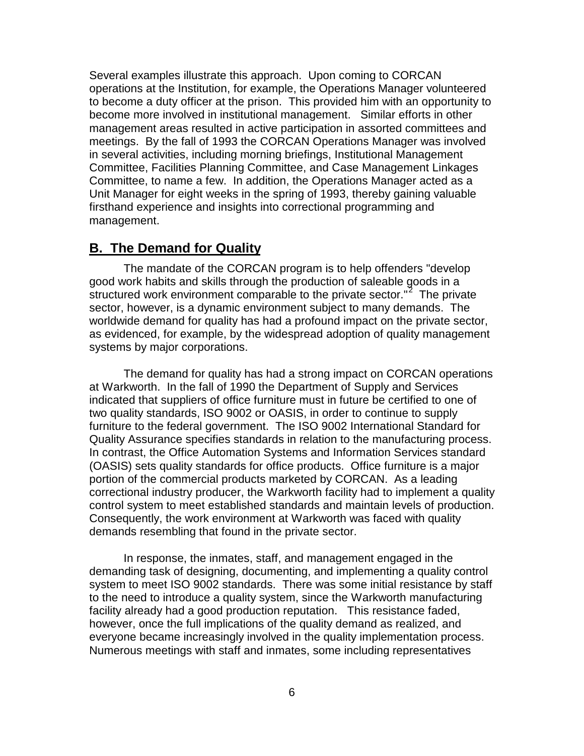Several examples illustrate this approach. Upon coming to CORCAN operations at the Institution, for example, the Operations Manager volunteered to become a duty officer at the prison. This provided him with an opportunity to become more involved in institutional management. Similar efforts in other management areas resulted in active participation in assorted committees and meetings. By the fall of 1993 the CORCAN Operations Manager was involved in several activities, including morning briefings, Institutional Management Committee, Facilities Planning Committee, and Case Management Linkages Committee, to name a few. In addition, the Operations Manager acted as a Unit Manager for eight weeks in the spring of 1993, thereby gaining valuable firsthand experience and insights into correctional programming and management.

## B. The Demand for Quality

The mandate of the CORCAN program is to help offenders "develop good work habits and skills through the production of saleable goods in a structured work environment comparable to the private sector."[2] The private sector, however, is a dynamic environment subject to many demands. The worldwide demand for quality has had a profound impact on the private sector, as evidenced, for example, by the widespread adoption of quality management systems by major corporations.

The demand for quality has had a strong impact on CORCAN operations at Warkworth. In the fall of 1990 the Department of Supply and Services indicated that suppliers of office furniture must in future be certified to one of two quality standards, ISO 9002 or OASIS, in order to continue to supply furniture to the federal government. The ISO 9002 International Standard for Quality Assurance specifies standards in relation to the manufacturing process. In contrast, the Office Automation Systems and Information Services standard (OASIS) sets quality standards for office products. Office furniture is a major portion of the commercial products marketed by CORCAN. As a leading correctional industry producer, the Warkworth facility had to implement a quality control system to meet established standards and maintain levels of production. Consequently, the work environment at Warkworth was faced with quality demands resembling that found in the private sector.

In response, the inmates, staff, and management engaged in the demanding task of designing, documenting, and implementing a quality control system to meet ISO 9002 standards. There was some initial resistance by staff to the need to introduce a quality system, since the Warkworth manufacturing facility already had a good production reputation. This resistance faded, however, once the full implications of the quality demand as realized, and everyone became increasingly involved in the quality implementation process. Numerous meetings with staff and inmates, some including representatives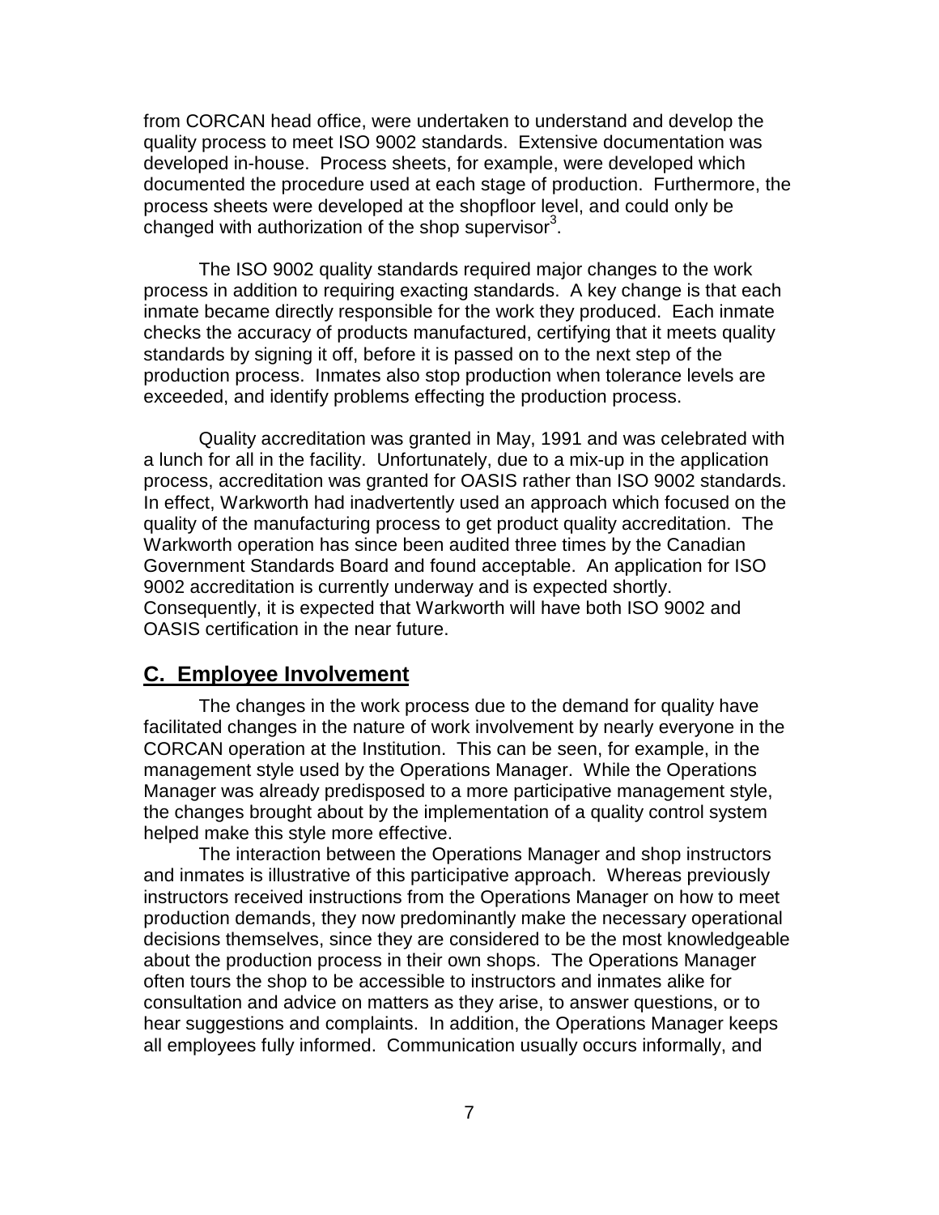from CORCAN head office, were undertaken to understand and develop the quality process to meet ISO 9002 standards. Extensive documentation was developed in-house. Process sheets, for example, were developed which documented the procedure used at each stage of production. Furthermore, the process sheets were developed at the shopfloor level, and could only be changed with authorization of the shop supervisor[3].

The ISO 9002 quality standards required major changes to the work process in addition to requiring exacting standards. A key change is that each inmate became directly responsible for the work they produced. Each inmate checks the accuracy of products manufactured, certifying that it meets quality standards by signing it off, before it is passed on to the next step of the production process. Inmates also stop production when tolerance levels are exceeded, and identify problems effecting the production process.

Quality accreditation was granted in May, 1991 and was celebrated with a lunch for all in the facility. Unfortunately, due to a mix-up in the application process, accreditation was granted for OASIS rather than ISO 9002 standards. In effect, Warkworth had inadvertently used an approach which focused on the quality of the manufacturing process to get product quality accreditation. The Warkworth operation has since been audited three times by the Canadian Government Standards Board and found acceptable. An application for ISO 9002 accreditation is currently underway and is expected shortly. Consequently, it is expected that Warkworth will have both ISO 9002 and OASIS certification in the near future.

## C. Employee Involvement

The changes in the work process due to the demand for quality have facilitated changes in the nature of work involvement by nearly everyone in the CORCAN operation at the Institution. This can be seen, for example, in the management style used by the Operations Manager. While the Operations Manager was already predisposed to a more participative management style, the changes brought about by the implementation of a quality control system helped make this style more effective.

The interaction between the Operations Manager and shop instructors and inmates is illustrative of this participative approach. Whereas previously instructors received instructions from the Operations Manager on how to meet production demands, they now predominantly make the necessary operational decisions themselves, since they are considered to be the most knowledgeable about the production process in their own shops. The Operations Manager often tours the shop to be accessible to instructors and inmates alike for consultation and advice on matters as they arise, to answer questions, or to hear suggestions and complaints. In addition, the Operations Manager keeps all employees fully informed. Communication usually occurs informally, and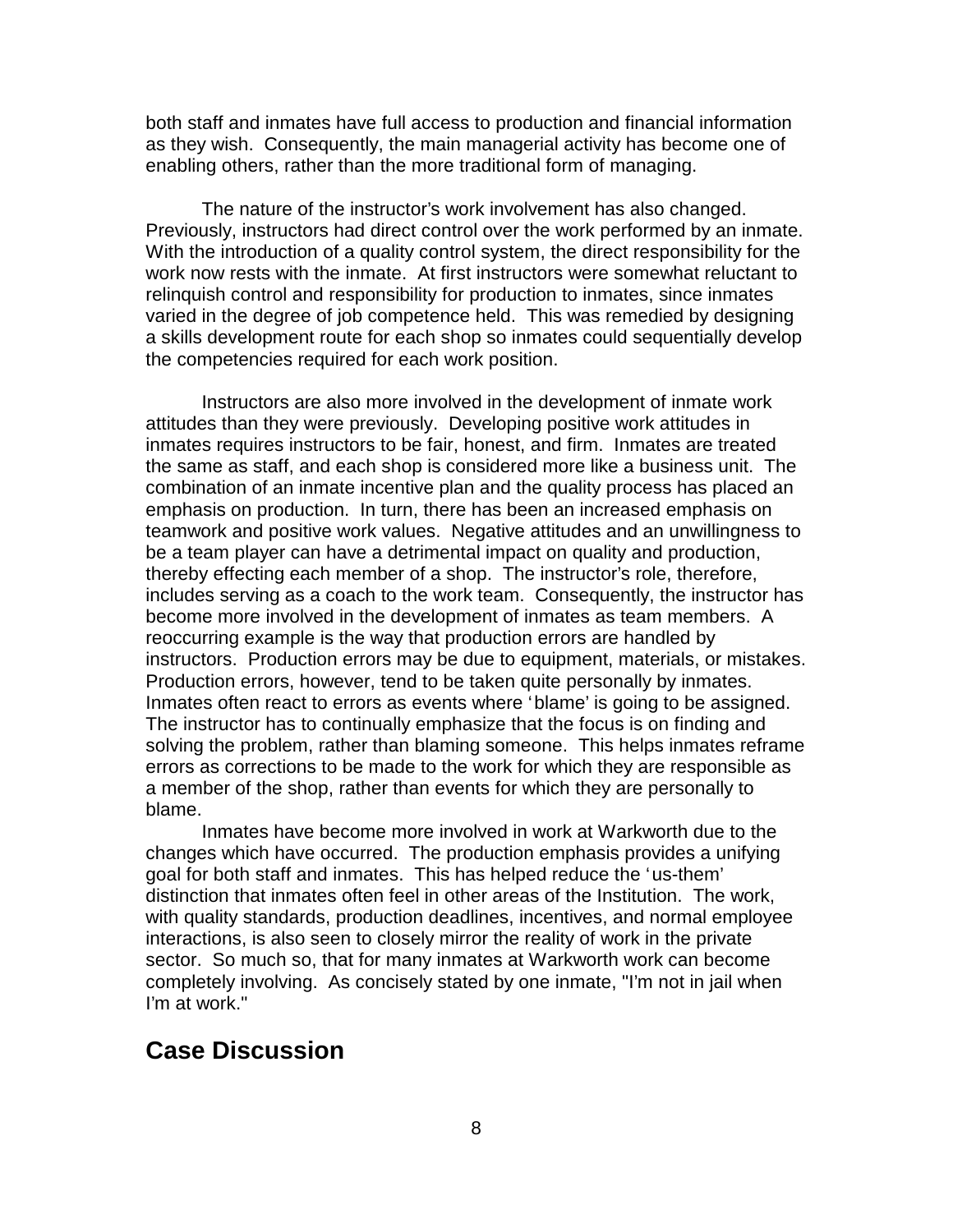both staff and inmates have full access to production and financial information as they wish. Consequently, the main managerial activity has become one of enabling others, rather than the more traditional form of managing.

The nature of the instructor's work involvement has also changed. Previously, instructors had direct control over the work performed by an inmate. With the introduction of a quality control system, the direct responsibility for the work now rests with the inmate. At first instructors were somewhat reluctant to relinquish control and responsibility for production to inmates, since inmates varied in the degree of job competence held. This was remedied by designing a skills development route for each shop so inmates could sequentially develop the competencies required for each work position.

Instructors are also more involved in the development of inmate work attitudes than they were previously. Developing positive work attitudes in inmates requires instructors to be fair, honest, and firm. Inmates are treated the same as staff, and each shop is considered more like a business unit. The combination of an inmate incentive plan and the quality process has placed an emphasis on production. In turn, there has been an increased emphasis on teamwork and positive work values. Negative attitudes and an unwillingness to be a team player can have a detrimental impact on quality and production, thereby effecting each member of a shop. The instructor's role, therefore, includes serving as a coach to the work team. Consequently, the instructor has become more involved in the development of inmates as team members. A reoccurring example is the way that production errors are handled by instructors. Production errors may be due to equipment, materials, or mistakes. Production errors, however, tend to be taken quite personally by inmates. Inmates often react to errors as events where 'blame' is going to be assigned. The instructor has to continually emphasize that the focus is on finding and solving the problem, rather than blaming someone. This helps inmates reframe errors as corrections to be made to the work for which they are responsible as a member of the shop, rather than events for which they are personally to blame.

Inmates have become more involved in work at Warkworth due to the changes which have occurred. The production emphasis provides a unifying goal for both staff and inmates. This has helped reduce the 'us-them' distinction that inmates often feel in other areas of the Institution. The work, with quality standards, production deadlines, incentives, and normal employee interactions, is also seen to closely mirror the reality of work in the private sector. So much so, that for many inmates at Warkworth work can become completely involving. As concisely stated by one inmate, "I'm not in jail when I'm at work."

## Case Discussion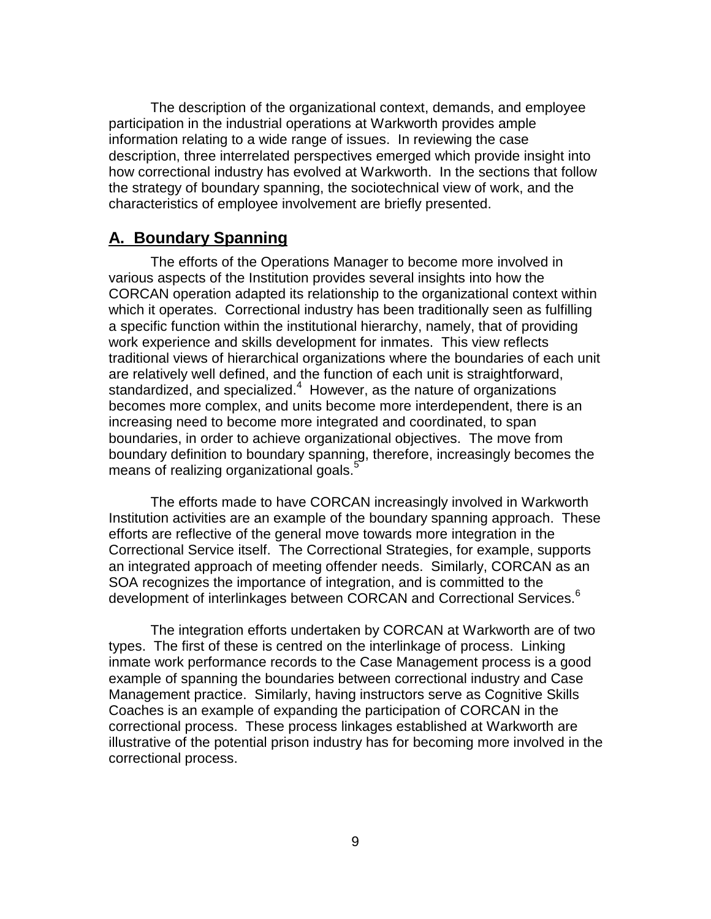The description of the organizational context, demands, and employee participation in the industrial operations at Warkworth provides ample information relating to a wide range of issues. In reviewing the case description, three interrelated perspectives emerged which provide insight into how correctional industry has evolved at Warkworth. In the sections that follow the strategy of boundary spanning, the sociotechnical view of work, and the characteristics of employee involvement are briefly presented.

## A. Boundary Spanning

The efforts of the Operations Manager to become more involved in various aspects of the Institution provides several insights into how the CORCAN operation adapted its relationship to the organizational context within which it operates. Correctional industry has been traditionally seen as fulfilling a specific function within the institutional hierarchy, namely, that of providing work experience and skills development for inmates. This view reflects traditional views of hierarchical organizations where the boundaries of each unit are relatively well defined, and the function of each unit is straightforward, standardized, and specialized.[4] However, as the nature of organizations becomes more complex, and units become more interdependent, there is an increasing need to become more integrated and coordinated, to span boundaries, in order to achieve organizational objectives. The move from boundary definition to boundary spanning, therefore, increasingly becomes the means of realizing organizational goals.[5]

The efforts made to have CORCAN increasingly involved in Warkworth Institution activities are an example of the boundary spanning approach. These efforts are reflective of the general move towards more integration in the Correctional Service itself. The Correctional Strategies, for example, supports an integrated approach of meeting offender needs. Similarly, CORCAN as an SOA recognizes the importance of integration, and is committed to the development of interlinkages between CORCAN and Correctional Services.[6]

The integration efforts undertaken by CORCAN at Warkworth are of two types. The first of these is centred on the interlinkage of process. Linking inmate work performance records to the Case Management process is a good example of spanning the boundaries between correctional industry and Case Management practice. Similarly, having instructors serve as Cognitive Skills Coaches is an example of expanding the participation of CORCAN in the correctional process. These process linkages established at Warkworth are illustrative of the potential prison industry has for becoming more involved in the correctional process.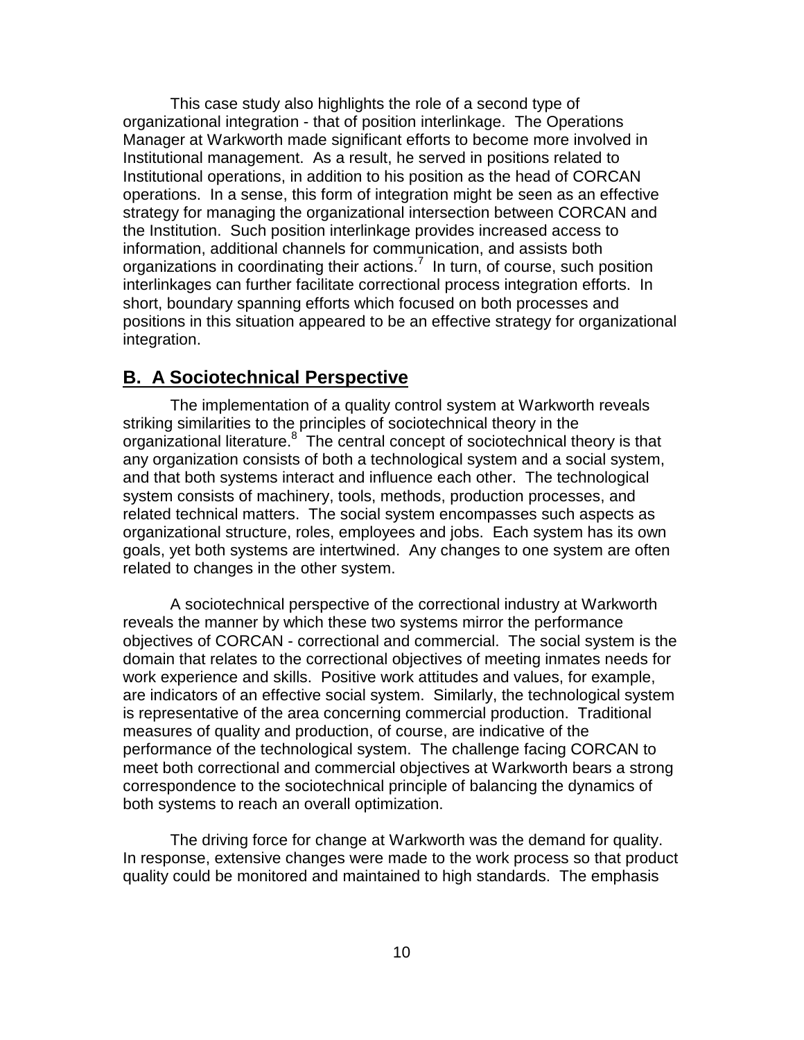This case study also highlights the role of a second type of organizational integration - that of position interlinkage. The Operations Manager at Warkworth made significant efforts to become more involved in Institutional management. As a result, he served in positions related to Institutional operations, in addition to his position as the head of CORCAN operations. In a sense, this form of integration might be seen as an effective strategy for managing the organizational intersection between CORCAN and the Institution. Such position interlinkage provides increased access to information, additional channels for communication, and assists both organizations in coordinating their actions.[7] In turn, of course, such position interlinkages can further facilitate correctional process integration efforts. In short, boundary spanning efforts which focused on both processes and positions in this situation appeared to be an effective strategy for organizational integration.

## B. A Sociotechnical Perspective

The implementation of a quality control system at Warkworth reveals striking similarities to the principles of sociotechnical theory in the organizational literature.[8] The central concept of sociotechnical theory is that any organization consists of both a technological system and a social system, and that both systems interact and influence each other. The technological system consists of machinery, tools, methods, production processes, and related technical matters. The social system encompasses such aspects as organizational structure, roles, employees and jobs. Each system has its own goals, yet both systems are intertwined. Any changes to one system are often related to changes in the other system.

A sociotechnical perspective of the correctional industry at Warkworth reveals the manner by which these two systems mirror the performance objectives of CORCAN - correctional and commercial. The social system is the domain that relates to the correctional objectives of meeting inmates needs for work experience and skills. Positive work attitudes and values, for example, are indicators of an effective social system. Similarly, the technological system is representative of the area concerning commercial production. Traditional measures of quality and production, of course, are indicative of the performance of the technological system. The challenge facing CORCAN to meet both correctional and commercial objectives at Warkworth bears a strong correspondence to the sociotechnical principle of balancing the dynamics of both systems to reach an overall optimization.

The driving force for change at Warkworth was the demand for quality. In response, extensive changes were made to the work process so that product quality could be monitored and maintained to high standards. The emphasis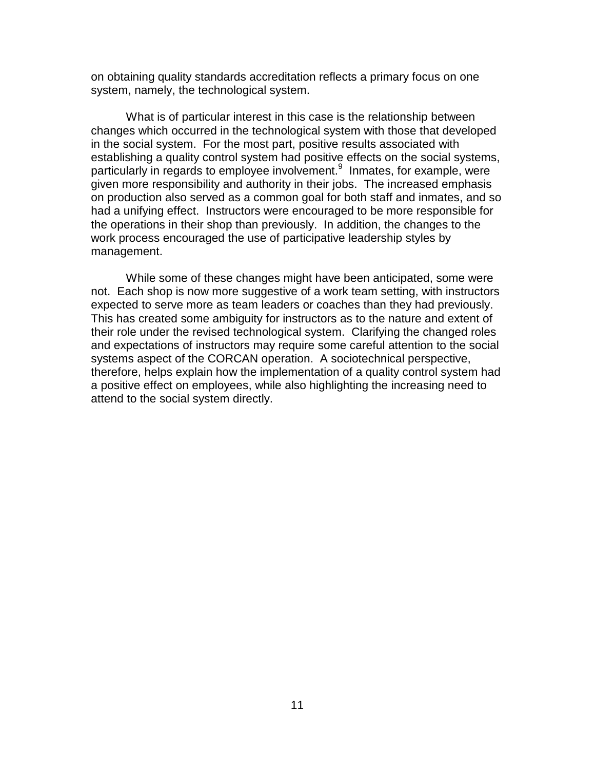on obtaining quality standards accreditation reflects a primary focus on one system, namely, the technological system.

What is of particular interest in this case is the relationship between changes which occurred in the technological system with those that developed in the social system. For the most part, positive results associated with establishing a quality control system had positive effects on the social systems, particularly in regards to employee involvement.[9] Inmates, for example, were given more responsibility and authority in their jobs. The increased emphasis on production also served as a common goal for both staff and inmates, and so had a unifying effect. Instructors were encouraged to be more responsible for the operations in their shop than previously. In addition, the changes to the work process encouraged the use of participative leadership styles by management.

While some of these changes might have been anticipated, some were not. Each shop is now more suggestive of a work team setting, with instructors expected to serve more as team leaders or coaches than they had previously. This has created some ambiguity for instructors as to the nature and extent of their role under the revised technological system. Clarifying the changed roles and expectations of instructors may require some careful attention to the social systems aspect of the CORCAN operation. A sociotechnical perspective, therefore, helps explain how the implementation of a quality control system had a positive effect on employees, while also highlighting the increasing need to attend to the social system directly.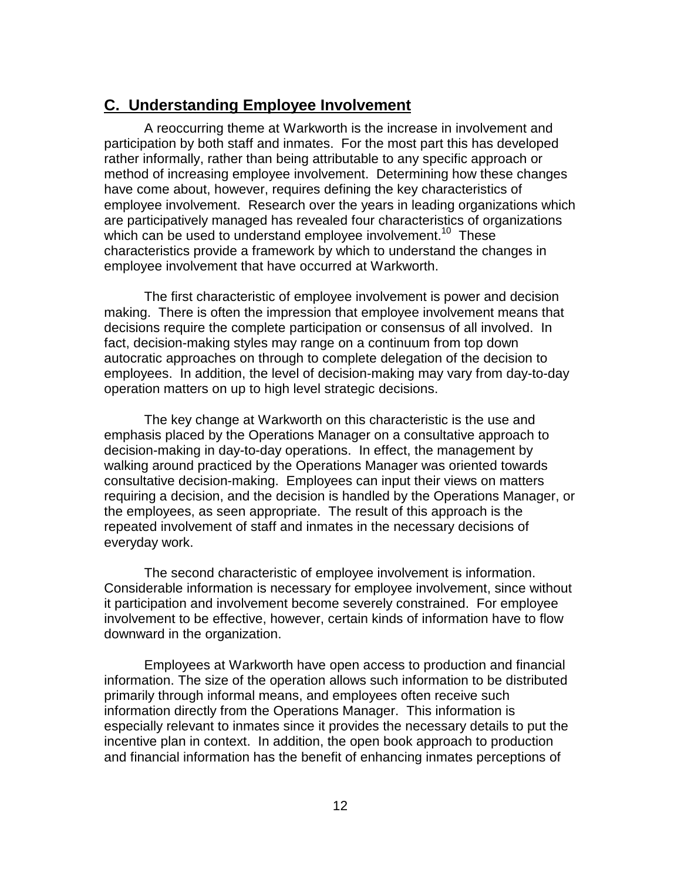## C. Understanding Employee Involvement

A reoccurring theme at Warkworth is the increase in involvement and participation by both staff and inmates. For the most part this has developed rather informally, rather than being attributable to any specific approach or method of increasing employee involvement. Determining how these changes have come about, however, requires defining the key characteristics of employee involvement. Research over the years in leading organizations which are participatively managed has revealed four characteristics of organizations which can be used to understand employee involvement.[10] These characteristics provide a framework by which to understand the changes in employee involvement that have occurred at Warkworth.

The first characteristic of employee involvement is power and decision making. There is often the impression that employee involvement means that decisions require the complete participation or consensus of all involved. In fact, decision-making styles may range on a continuum from top down autocratic approaches on through to complete delegation of the decision to employees. In addition, the level of decision-making may vary from day-to-day operation matters on up to high level strategic decisions.

The key change at Warkworth on this characteristic is the use and emphasis placed by the Operations Manager on a consultative approach to decision-making in day-to-day operations. In effect, the management by walking around practiced by the Operations Manager was oriented towards consultative decision-making. Employees can input their views on matters requiring a decision, and the decision is handled by the Operations Manager, or the employees, as seen appropriate. The result of this approach is the repeated involvement of staff and inmates in the necessary decisions of everyday work.

The second characteristic of employee involvement is information. Considerable information is necessary for employee involvement, since without it participation and involvement become severely constrained. For employee involvement to be effective, however, certain kinds of information have to flow downward in the organization.

Employees at Warkworth have open access to production and financial information. The size of the operation allows such information to be distributed primarily through informal means, and employees often receive such information directly from the Operations Manager. This information is especially relevant to inmates since it provides the necessary details to put the incentive plan in context. In addition, the open book approach to production and financial information has the benefit of enhancing inmates perceptions of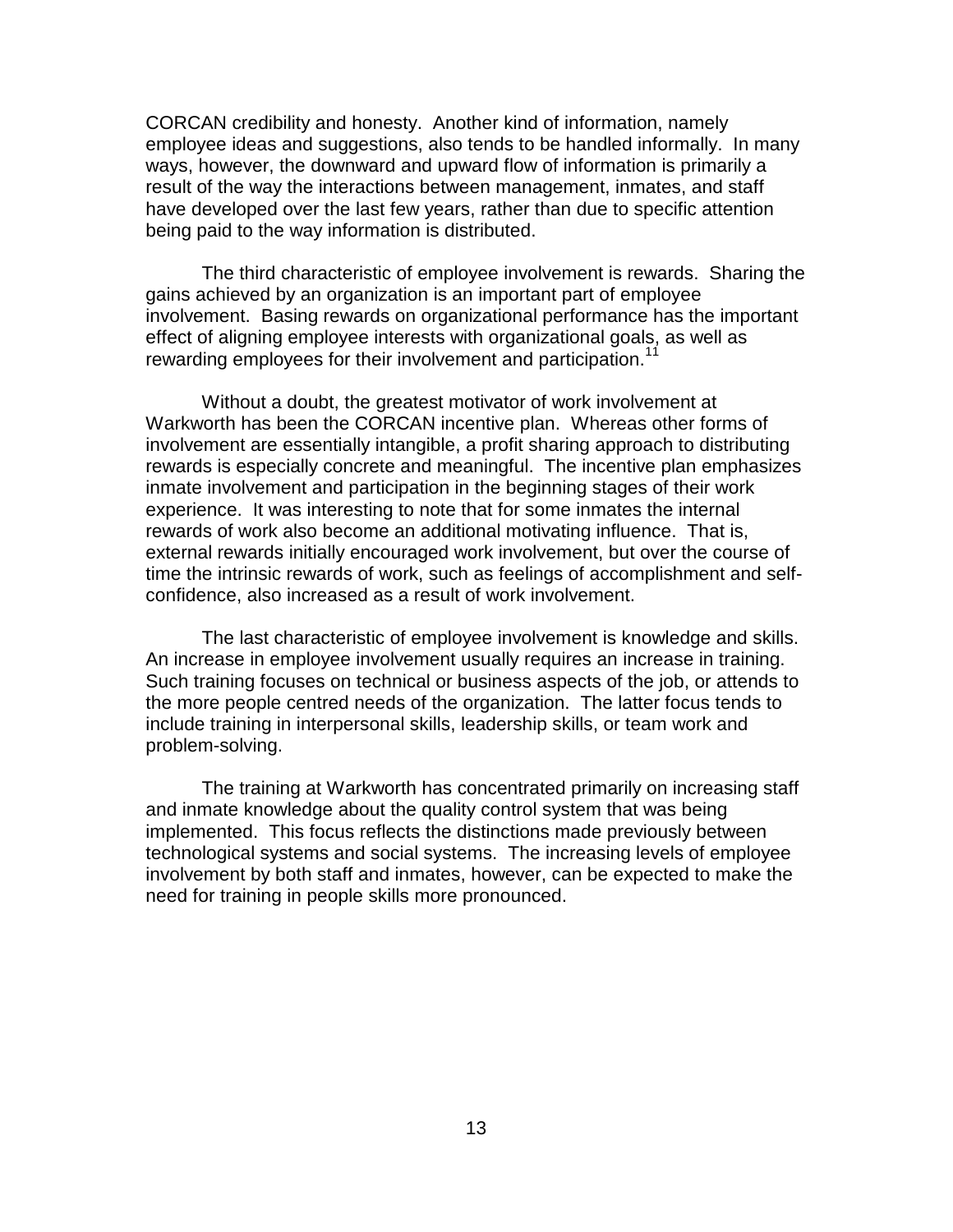CORCAN credibility and honesty. Another kind of information, namely employee ideas and suggestions, also tends to be handled informally. In many ways, however, the downward and upward flow of information is primarily a result of the way the interactions between management, inmates, and staff have developed over the last few years, rather than due to specific attention being paid to the way information is distributed.

The third characteristic of employee involvement is rewards. Sharing the gains achieved by an organization is an important part of employee involvement. Basing rewards on organizational performance has the important effect of aligning employee interests with organizational goals, as well as rewarding employees for their involvement and participation.[11]

Without a doubt, the greatest motivator of work involvement at Warkworth has been the CORCAN incentive plan. Whereas other forms of involvement are essentially intangible, a profit sharing approach to distributing rewards is especially concrete and meaningful. The incentive plan emphasizes inmate involvement and participation in the beginning stages of their work experience. It was interesting to note that for some inmates the internal rewards of work also become an additional motivating influence. That is, external rewards initially encouraged work involvement, but over the course of time the intrinsic rewards of work, such as feelings of accomplishment and self-confidence, also increased as a result of work involvement.

The last characteristic of employee involvement is knowledge and skills. An increase in employee involvement usually requires an increase in training. Such training focuses on technical or business aspects of the job, or attends to the more people centred needs of the organization. The latter focus tends to include training in interpersonal skills, leadership skills, or team work and problem-solving.

The training at Warkworth has concentrated primarily on increasing staff and inmate knowledge about the quality control system that was being implemented. This focus reflects the distinctions made previously between technological systems and social systems. The increasing levels of employee involvement by both staff and inmates, however, can be expected to make the need for training in people skills more pronounced.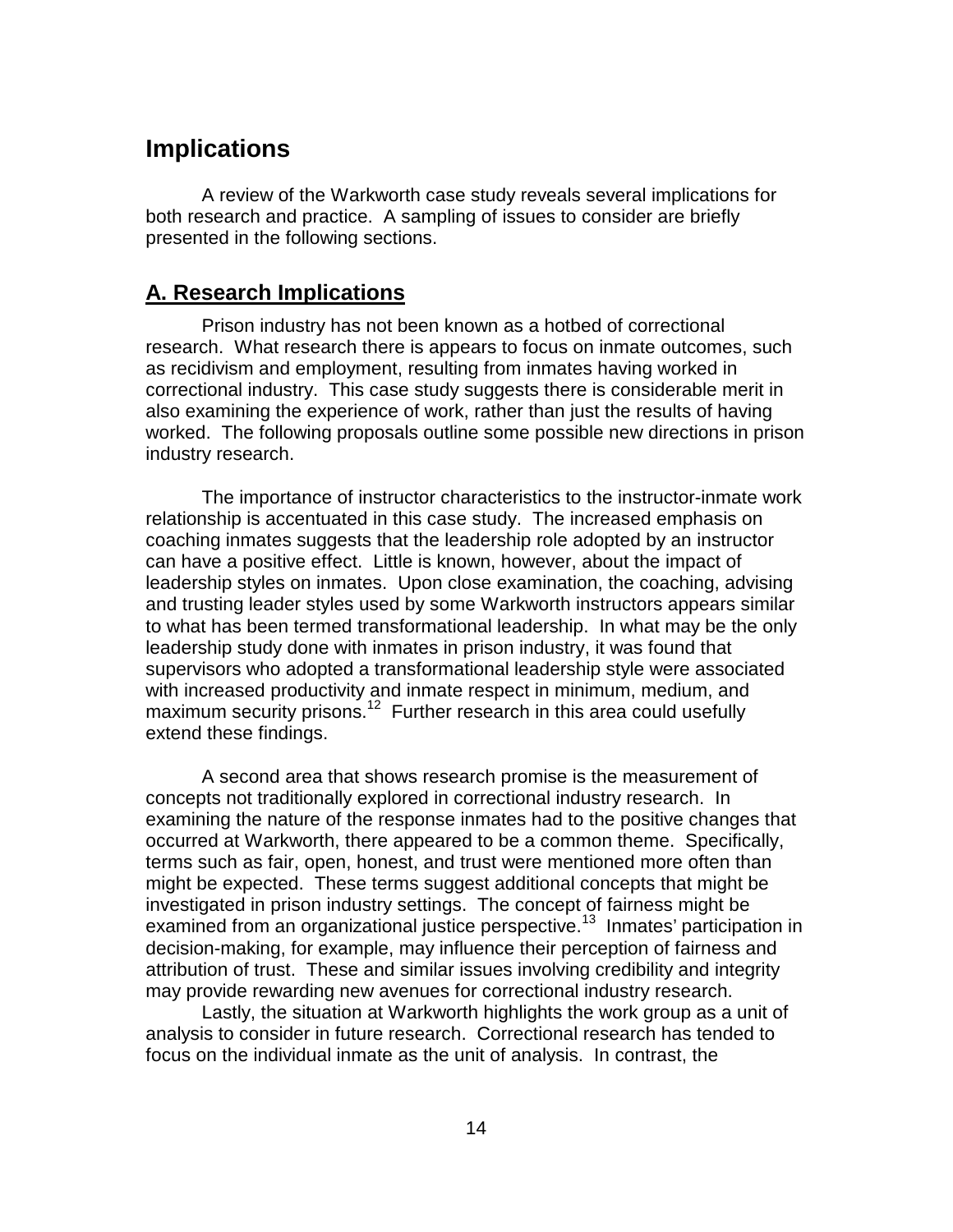# Implications

A review of the Warkworth case study reveals several implications for both research and practice. A sampling of issues to consider are briefly presented in the following sections.

## A. Research Implications

Prison industry has not been known as a hotbed of correctional research. What research there is appears to focus on inmate outcomes, such as recidivism and employment, resulting from inmates having worked in correctional industry. This case study suggests there is considerable merit in also examining the experience of work, rather than just the results of having worked. The following proposals outline some possible new directions in prison industry research.

The importance of instructor characteristics to the instructor-inmate work relationship is accentuated in this case study. The increased emphasis on coaching inmates suggests that the leadership role adopted by an instructor can have a positive effect. Little is known, however, about the impact of leadership styles on inmates. Upon close examination, the coaching, advising and trusting leader styles used by some Warkworth instructors appears similar to what has been termed transformational leadership. In what may be the only leadership study done with inmates in prison industry, it was found that supervisors who adopted a transformational leadership style were associated with increased productivity and inmate respect in minimum, medium, and maximum security prisons.[12] Further research in this area could usefully extend these findings.

A second area that shows research promise is the measurement of concepts not traditionally explored in correctional industry research. In examining the nature of the response inmates had to the positive changes that occurred at Warkworth, there appeared to be a common theme. Specifically, terms such as fair, open, honest, and trust were mentioned more often than might be expected. These terms suggest additional concepts that might be investigated in prison industry settings. The concept of fairness might be examined from an organizational justice perspective.[13] Inmates' participation in decision-making, for example, may influence their perception of fairness and attribution of trust. These and similar issues involving credibility and integrity may provide rewarding new avenues for correctional industry research.

Lastly, the situation at Warkworth highlights the work group as a unit of analysis to consider in future research. Correctional research has tended to focus on the individual inmate as the unit of analysis. In contrast, the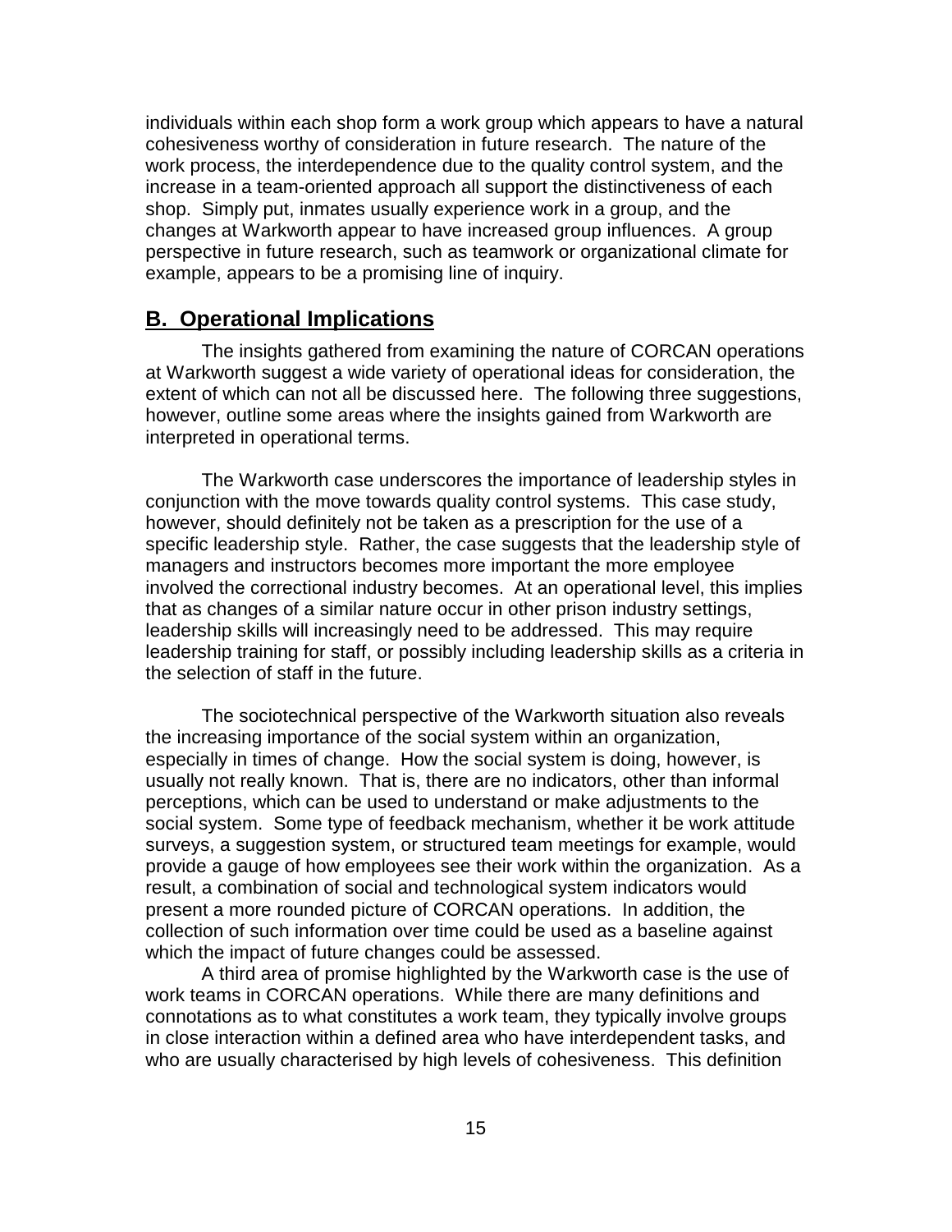individuals within each shop form a work group which appears to have a natural cohesiveness worthy of consideration in future research. The nature of the work process, the interdependence due to the quality control system, and the increase in a team-oriented approach all support the distinctiveness of each shop. Simply put, inmates usually experience work in a group, and the changes at Warkworth appear to have increased group influences. A group perspective in future research, such as teamwork or organizational climate for example, appears to be a promising line of inquiry.

## B. Operational Implications

The insights gathered from examining the nature of CORCAN operations at Warkworth suggest a wide variety of operational ideas for consideration, the extent of which can not all be discussed here. The following three suggestions, however, outline some areas where the insights gained from Warkworth are interpreted in operational terms.

The Warkworth case underscores the importance of leadership styles in conjunction with the move towards quality control systems. This case study, however, should definitely not be taken as a prescription for the use of a specific leadership style. Rather, the case suggests that the leadership style of managers and instructors becomes more important the more employee involved the correctional industry becomes. At an operational level, this implies that as changes of a similar nature occur in other prison industry settings, leadership skills will increasingly need to be addressed. This may require leadership training for staff, or possibly including leadership skills as a criteria in the selection of staff in the future.

The sociotechnical perspective of the Warkworth situation also reveals the increasing importance of the social system within an organization, especially in times of change. How the social system is doing, however, is usually not really known. That is, there are no indicators, other than informal perceptions, which can be used to understand or make adjustments to the social system. Some type of feedback mechanism, whether it be work attitude surveys, a suggestion system, or structured team meetings for example, would provide a gauge of how employees see their work within the organization. As a result, a combination of social and technological system indicators would present a more rounded picture of CORCAN operations. In addition, the collection of such information over time could be used as a baseline against which the impact of future changes could be assessed.

A third area of promise highlighted by the Warkworth case is the use of work teams in CORCAN operations. While there are many definitions and connotations as to what constitutes a work team, they typically involve groups in close interaction within a defined area who have interdependent tasks, and who are usually characterised by high levels of cohesiveness. This definition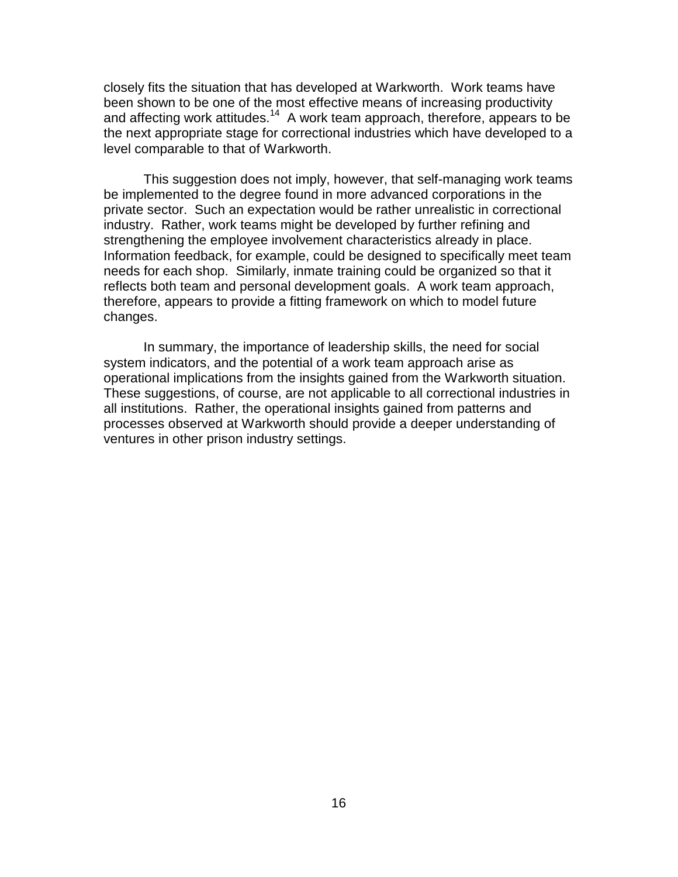closely fits the situation that has developed at Warkworth. Work teams have been shown to be one of the most effective means of increasing productivity and affecting work attitudes.[14] A work team approach, therefore, appears to be the next appropriate stage for correctional industries which have developed to a level comparable to that of Warkworth.

This suggestion does not imply, however, that self-managing work teams be implemented to the degree found in more advanced corporations in the private sector. Such an expectation would be rather unrealistic in correctional industry. Rather, work teams might be developed by further refining and strengthening the employee involvement characteristics already in place. Information feedback, for example, could be designed to specifically meet team needs for each shop. Similarly, inmate training could be organized so that it reflects both team and personal development goals. A work team approach, therefore, appears to provide a fitting framework on which to model future changes.

In summary, the importance of leadership skills, the need for social system indicators, and the potential of a work team approach arise as operational implications from the insights gained from the Warkworth situation. These suggestions, of course, are not applicable to all correctional industries in all institutions. Rather, the operational insights gained from patterns and processes observed at Warkworth should provide a deeper understanding of ventures in other prison industry settings.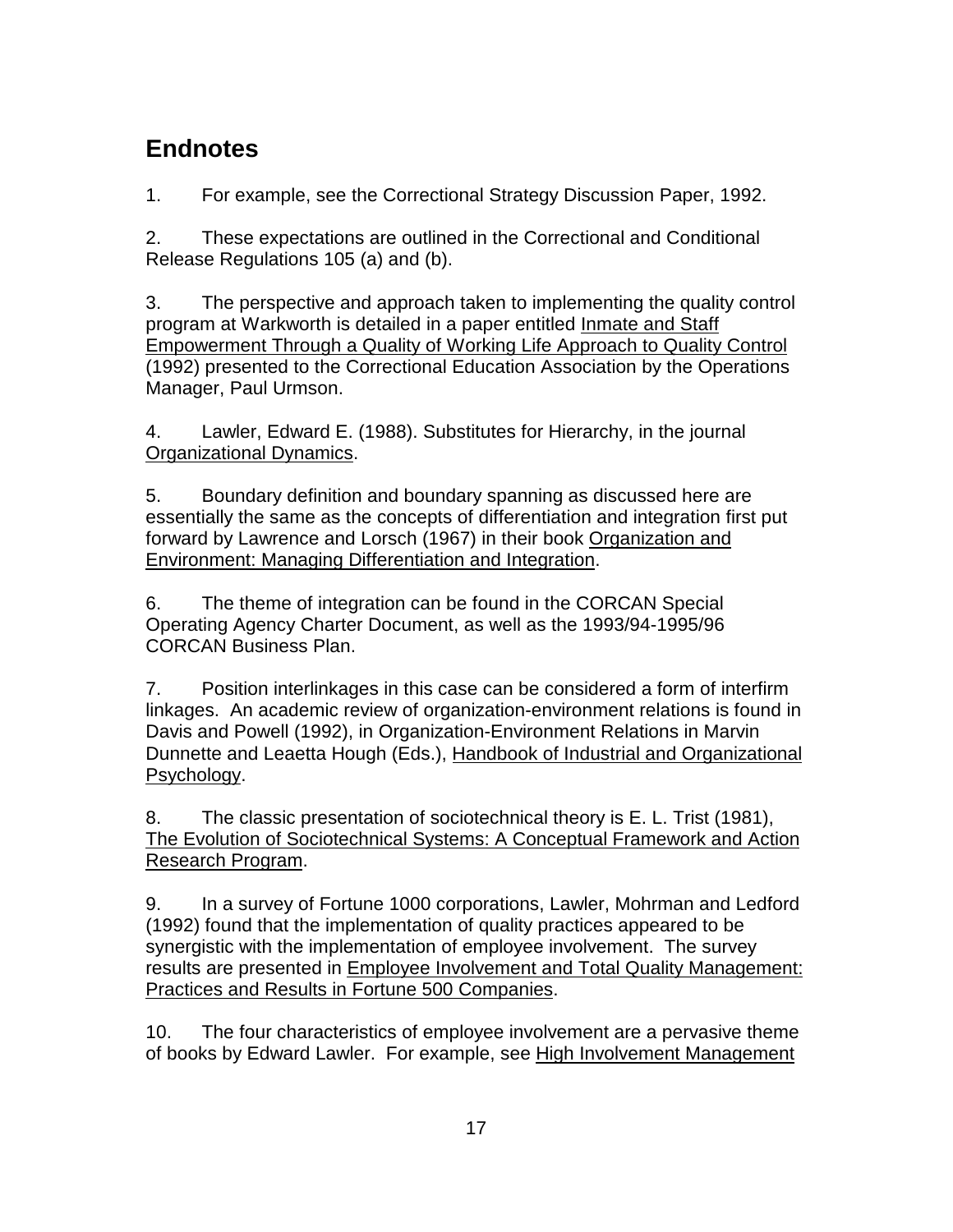## Endnotes

1. For example, see the Correctional Strategy Discussion Paper, 1992.

2. These expectations are outlined in the Correctional and Conditional Release Regulations 105 (a) and (b).

3. The perspective and approach taken to implementing the quality control program at Warkworth is detailed in a paper entitled <u>Inmate and Staff Empowerment Through a Quality of Working Life Approach to Quality Control</u> (1992) presented to the Correctional Education Association by the Operations Manager, Paul Urmson.

4. Lawler, Edward E. (1988). Substitutes for Hierarchy, in the journal <u>Organizational Dynamics</u>.

5. Boundary definition and boundary spanning as discussed here are essentially the same as the concepts of differentiation and integration first put forward by Lawrence and Lorsch (1967) in their book <u>Organization and Environment: Managing Differentiation and Integration</u>.

6. The theme of integration can be found in the CORCAN Special Operating Agency Charter Document, as well as the 1993/94-1995/96 CORCAN Business Plan.

7. Position interlinkages in this case can be considered a form of interfirm linkages. An academic review of organization-environment relations is found in Davis and Powell (1992), in Organization-Environment Relations in Marvin Dunnette and Leaetta Hough (Eds.), <u>Handbook of Industrial and Organizational Psychology</u>.

8. The classic presentation of sociotechnical theory is E. L. Trist (1981), <u>The Evolution of Sociotechnical Systems: A Conceptual Framework and Action Research Program</u>.

9. In a survey of Fortune 1000 corporations, Lawler, Mohrman and Ledford (1992) found that the implementation of quality practices appeared to be synergistic with the implementation of employee involvement. The survey results are presented in <u>Employee Involvement and Total Quality Management: Practices and Results in Fortune 500 Companies</u>.

10. The four characteristics of employee involvement are a pervasive theme of books by Edward Lawler. For example, see <u>High Involvement Management</u>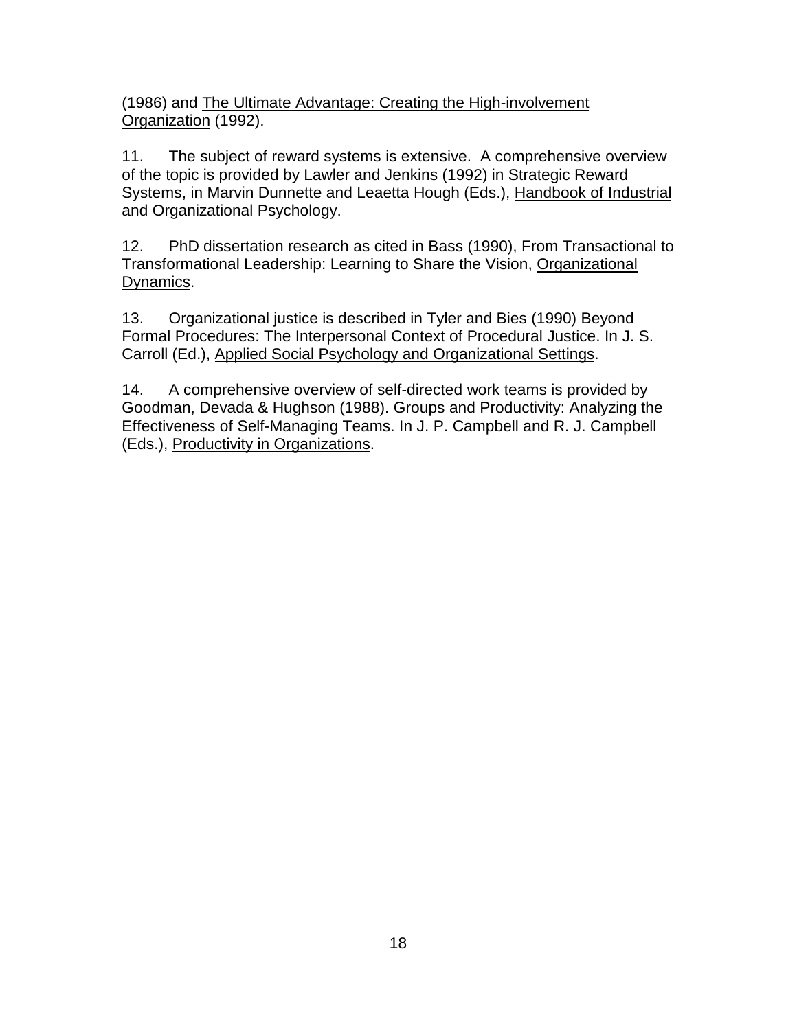(1986) and The Ultimate Advantage: Creating the High-involvement Organization (1992).

11. The subject of reward systems is extensive. A comprehensive overview of the topic is provided by Lawler and Jenkins (1992) in Strategic Reward Systems, in Marvin Dunnette and Leaetta Hough (Eds.), Handbook of Industrial and Organizational Psychology.

12. PhD dissertation research as cited in Bass (1990), From Transactional to Transformational Leadership: Learning to Share the Vision, Organizational Dynamics.

13. Organizational justice is described in Tyler and Bies (1990) Beyond Formal Procedures: The Interpersonal Context of Procedural Justice. In J. S. Carroll (Ed.), Applied Social Psychology and Organizational Settings.

14. A comprehensive overview of self-directed work teams is provided by Goodman, Devada & Hughson (1988). Groups and Productivity: Analyzing the Effectiveness of Self-Managing Teams. In J. P. Campbell and R. J. Campbell (Eds.), Productivity in Organizations.